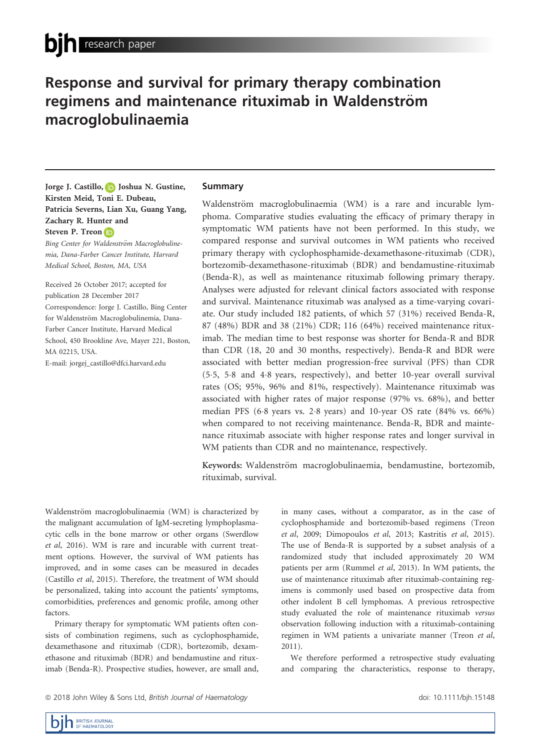# Response and survival for primary therapy combination regimens and maintenance rituximab in Waldenström macroglobulinaemia

**Jorge J. Castillo, Joshua N. Gustine, Kirsten Meid, Toni E. Dubeau, Patricia Severns, Lian Xu, Guang Yang, Zachary R. Hunter and Steven P. Treon**

*Bing Center for Waldenström Macroglobulinemia, Dana-Farber Cancer Institute, Harvard Medical School, Boston, MA, USA*

Received 26 October 2017; accepted for publication 28 December 2017

Correspondence: Jorge J. Castillo, Bing Center for Waldenström Macroglobulinemia, Dana-Farber Cancer Institute, Harvard Medical School, 450 Brookline Ave, Mayer 221, Boston, MA 02215, USA.

E-mail: jorgej_castillo@dfci.harvard.edu

## Summary

Waldenström macroglobulinaemia (WM) is a rare and incurable lymphoma. Comparative studies evaluating the efficacy of primary therapy in symptomatic WM patients have not been performed. In this study, we compared response and survival outcomes in WM patients who received primary therapy with cyclophosphamide-dexamethasone-rituximab (CDR), bortezomib-dexamethasone-rituximab (BDR) and bendamustine-rituximab (Benda-R), as well as maintenance rituximab following primary therapy. Analyses were adjusted for relevant clinical factors associated with response and survival. Maintenance rituximab was analysed as a time-varying covariate. Our study included 182 patients, of which 57 (31%) received Benda-R, 87 (48%) BDR and 38 (21%) CDR; 116 (64%) received maintenance rituximab. The median time to best response was shorter for Benda-R and BDR than CDR (18, 20 and 30 months, respectively). Benda-R and BDR were associated with better median progression-free survival (PFS) than CDR (5·5, 5·8 and 4·8 years, respectively), and better 10-year overall survival rates (OS; 95%, 96% and 81%, respectively). Maintenance rituximab was associated with higher rates of major response (97% vs. 68%), and better median PFS (6·8 years vs. 2·8 years) and 10-year OS rate (84% vs. 66%) when compared to not receiving maintenance. Benda-R, BDR and maintenance rituximab associate with higher response rates and longer survival in WM patients than CDR and no maintenance, respectively.

**Keywords:** Waldenström macroglobulinaemia, bendamustine, bortezomib, rituximab, survival.

Waldenström macroglobulinaemia (WM) is characterized by the malignant accumulation of IgM-secreting lymphoplasmacytic cells in the bone marrow or other organs (Swerdlow *et al*, 2016). WM is rare and incurable with current treatment options. However, the survival of WM patients has improved, and in some cases can be measured in decades (Castillo *et al*, 2015). Therefore, the treatment of WM should be personalized, taking into account the patients' symptoms, comorbidities, preferences and genomic profile, among other factors.

Primary therapy for symptomatic WM patients often consists of combination regimens, such as cyclophosphamide, dexamethasone and rituximab (CDR), bortezomib, dexamethasone and rituximab (BDR) and bendamustine and rituximab (Benda-R). Prospective studies, however, are small and, in many cases, without a comparator, as in the case of cyclophosphamide and bortezomib-based regimens (Treon *et al*, 2009; Dimopoulos *et al*, 2013; Kastritis *et al*, 2015). The use of Benda-R is supported by a subset analysis of a randomized study that included approximately 20 WM patients per arm (Rummel *et al*, 2013). In WM patients, the use of maintenance rituximab after rituximab-containing regimens is commonly used based on prospective data from other indolent B cell lymphomas. A previous retrospective study evaluated the role of maintenance rituximab *versus* observation following induction with a rituximab-containing regimen in WM patients a univariate manner (Treon *et al*, 2011).

We therefore performed a retrospective study evaluating and comparing the characteristics, response to therapy,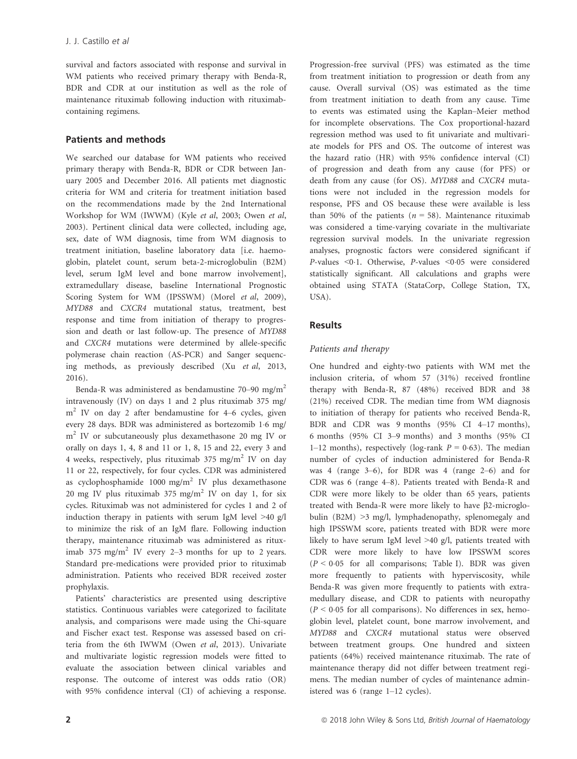survival and factors associated with response and survival in WM patients who received primary therapy with Benda-R, BDR and CDR at our institution as well as the role of maintenance rituximab following induction with rituximab-containing regimens.

## Patients and methods

We searched our database for WM patients who received primary therapy with Benda-R, BDR or CDR between January 2005 and December 2016. All patients met diagnostic criteria for WM and criteria for treatment initiation based on the recommendations made by the 2nd International Workshop for WM (IWWM) (Kyle *et al*, 2003; Owen *et al*, 2003). Pertinent clinical data were collected, including age, sex, date of WM diagnosis, time from WM diagnosis to treatment initiation, baseline laboratory data [i.e. haemoglobin, platelet count, serum beta-2-microglobulin (B2M) level, serum IgM level and bone marrow involvement], extramedullary disease, baseline International Prognostic Scoring System for WM (IPSSWM) (Morel *et al*, 2009), *MYD88* and *CXCR4* mutational status, treatment, best response and time from initiation of therapy to progression and death or last follow-up. The presence of *MYD88* and *CXCR4* mutations were determined by allele-specific polymerase chain reaction (AS-PCR) and Sanger sequencing methods, as previously described (Xu *et al*, 2013, 2016).

Benda-R was administered as bendamustine 70–90 mg/m$^2$ intravenously (IV) on days 1 and 2 plus rituximab 375 mg/m$^2$ IV on day 2 after bendamustine for 4–6 cycles, given every 28 days. BDR was administered as bortezomib 1·6 mg/m$^2$ IV or subcutaneously plus dexamethasone 20 mg IV or orally on days 1, 4, 8 and 11 or 1, 8, 15 and 22, every 3 and 4 weeks, respectively, plus rituximab 375 mg/m$^2$ IV on day 11 or 22, respectively, for four cycles. CDR was administered as cyclophosphamide 1000 mg/m$^2$ IV plus dexamethasone 20 mg IV plus rituximab 375 mg/m$^2$ IV on day 1, for six cycles. Rituximab was not administered for cycles 1 and 2 of induction therapy in patients with serum IgM level >40 g/l to minimize the risk of an IgM flare. Following induction therapy, maintenance rituximab was administered as rituximab 375 mg/m$^2$ IV every 2–3 months for up to 2 years. Standard pre-medications were provided prior to rituximab administration. Patients who received BDR received zoster prophylaxis.

Patients' characteristics are presented using descriptive statistics. Continuous variables were categorized to facilitate analysis, and comparisons were made using the Chi-square and Fischer exact test. Response was assessed based on criteria from the 6th IWWM (Owen *et al*, 2013). Univariate and multivariate logistic regression models were fitted to evaluate the association between clinical variables and response. The outcome of interest was odds ratio (OR) with 95% confidence interval (CI) of achieving a response. Progression-free survival (PFS) was estimated as the time from treatment initiation to progression or death from any cause. Overall survival (OS) was estimated as the time from treatment initiation to death from any cause. Time to events was estimated using the Kaplan–Meier method for incomplete observations. The Cox proportional-hazard regression method was used to fit univariate and multivariate models for PFS and OS. The outcome of interest was the hazard ratio (HR) with 95% confidence interval (CI) of progression and death from any cause (for PFS) or death from any cause (for OS). *MYD88* and *CXCR4* mutations were not included in the regression models for response, PFS and OS because these were available is less than 50% of the patients ($n = 58$). Maintenance rituximab was considered a time-varying covariate in the multivariate regression survival models. In the univariate regression analyses, prognostic factors were considered significant if *P*-values <0·1. Otherwise, *P*-values <0·05 were considered statistically significant. All calculations and graphs were obtained using STATA (StataCorp, College Station, TX, USA).

## Results

### *Patients and therapy*

One hundred and eighty-two patients with WM met the inclusion criteria, of whom 57 (31%) received frontline therapy with Benda-R, 87 (48%) received BDR and 38 (21%) received CDR. The median time from WM diagnosis to initiation of therapy for patients who received Benda-R, BDR and CDR was 9 months (95% CI 4–17 months), 6 months (95% CI 3–9 months) and 3 months (95% CI 1–12 months), respectively (log-rank $P = 0·63$). The median number of cycles of induction administered for Benda-R was 4 (range 3–6), for BDR was 4 (range 2–6) and for CDR was 6 (range 4–8). Patients treated with Benda-R and CDR were more likely to be older than 65 years, patients treated with Benda-R were more likely to have β2-microglobulin (B2M) >3 mg/l, lymphadenopathy, splenomegaly and high IPSSWM score, patients treated with BDR were more likely to have serum IgM level >40 g/l, patients treated with CDR were more likely to have low IPSSWM scores ($P < 0·05$ for all comparisons; Table I). BDR was given more frequently to patients with hyperviscosity, while Benda-R was given more frequently to patients with extramedullary disease, and CDR to patients with neuropathy ($P < 0·05$ for all comparisons). No differences in sex, hemoglobin level, platelet count, bone marrow involvement, and *MYD88* and *CXCR4* mutational status were observed between treatment groups. One hundred and sixteen patients (64%) received maintenance rituximab. The rate of maintenance therapy did not differ between treatment regimens. The median number of cycles of maintenance administered was 6 (range 1–12 cycles).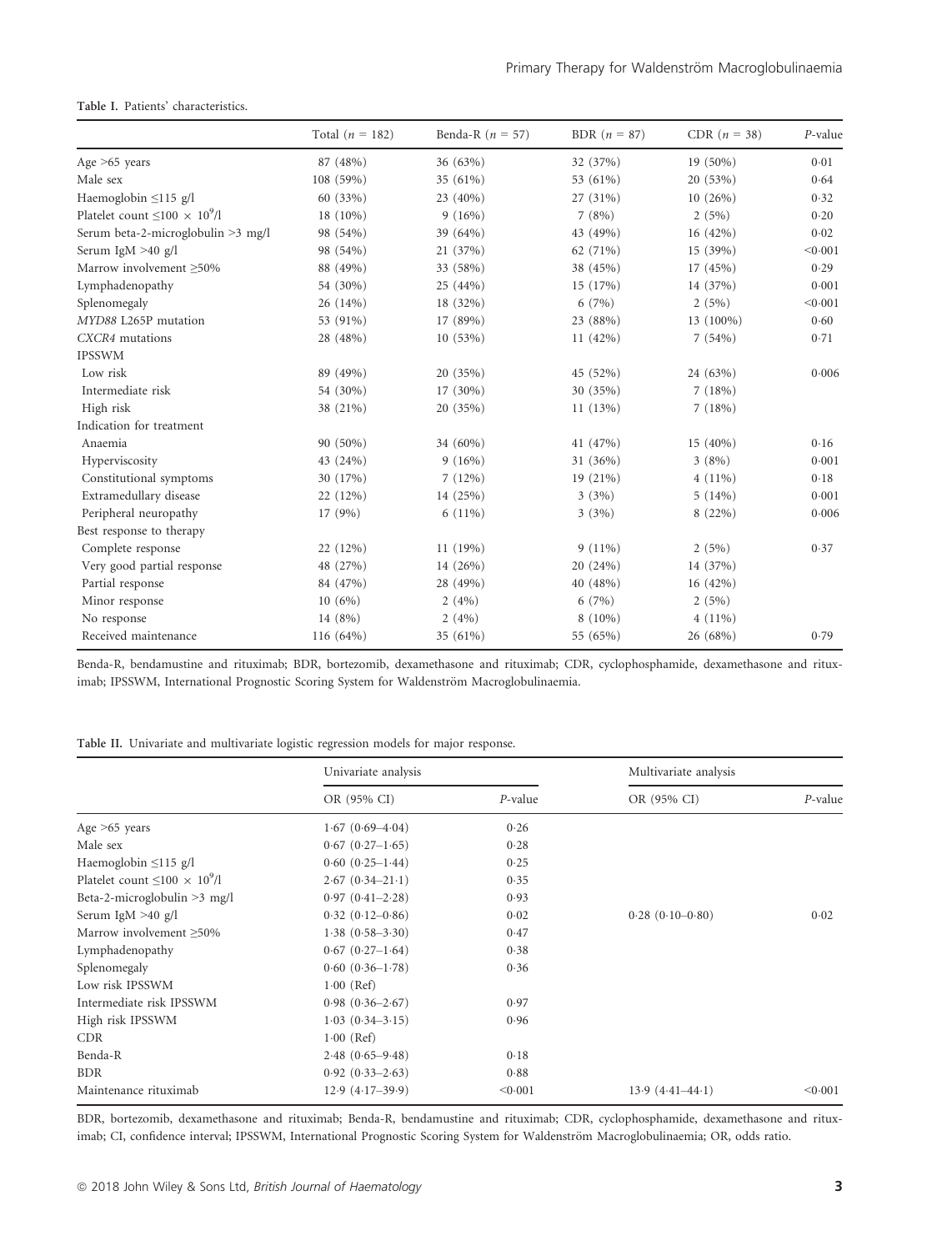Table I. Patients' characteristics.

| | Total ($n$ = 182) | Benda-R ($n$ = 57) | BDR ($n$ = 87) | CDR ($n$ = 38) | $P$-value |
|---|---|---|---|---|---|
| Age >65 years | 87 (48%) | 36 (63%) | 32 (37%) | 19 (50%) | 0·01 |
| Male sex | 108 (59%) | 35 (61%) | 53 (61%) | 20 (53%) | 0·64 |
| Haemoglobin ≤115 g/l | 60 (33%) | 23 (40%) | 27 (31%) | 10 (26%) | 0·32 |
| Platelet count ≤100 × $10^9$/l | 18 (10%) | 9 (16%) | 7 (8%) | 2 (5%) | 0·20 |
| Serum beta-2-microglobulin >3 mg/l | 98 (54%) | 39 (64%) | 43 (49%) | 16 (42%) | 0·02 |
| Serum IgM >40 g/l | 98 (54%) | 21 (37%) | 62 (71%) | 15 (39%) | <0·001 |
| Marrow involvement ≥50% | 88 (49%) | 33 (58%) | 38 (45%) | 17 (45%) | 0·29 |
| Lymphadenopathy | 54 (30%) | 25 (44%) | 15 (17%) | 14 (37%) | 0·001 |
| Splenomegaly | 26 (14%) | 18 (32%) | 6 (7%) | 2 (5%) | <0·001 |
| *MYD88* L265P mutation | 53 (91%) | 17 (89%) | 23 (88%) | 13 (100%) | 0·60 |
| *CXCR4* mutations | 28 (48%) | 10 (53%) | 11 (42%) | 7 (54%) | 0·71 |
| IPSSWM | | | | | |
| Low risk | 89 (49%) | 20 (35%) | 45 (52%) | 24 (63%) | 0·006 |
| Intermediate risk | 54 (30%) | 17 (30%) | 30 (35%) | 7 (18%) | |
| High risk | 38 (21%) | 20 (35%) | 11 (13%) | 7 (18%) | |
| Indication for treatment | | | | | |
| Anaemia | 90 (50%) | 34 (60%) | 41 (47%) | 15 (40%) | 0·16 |
| Hyperviscosity | 43 (24%) | 9 (16%) | 31 (36%) | 3 (8%) | 0·001 |
| Constitutional symptoms | 30 (17%) | 7 (12%) | 19 (21%) | 4 (11%) | 0·18 |
| Extramedullary disease | 22 (12%) | 14 (25%) | 3 (3%) | 5 (14%) | 0·001 |
| Peripheral neuropathy | 17 (9%) | 6 (11%) | 3 (3%) | 8 (22%) | 0·006 |
| Best response to therapy | | | | | |
| Complete response | 22 (12%) | 11 (19%) | 9 (11%) | 2 (5%) | 0·37 |
| Very good partial response | 48 (27%) | 14 (26%) | 20 (24%) | 14 (37%) | |
| Partial response | 84 (47%) | 28 (49%) | 40 (48%) | 16 (42%) | |
| Minor response | 10 (6%) | 2 (4%) | 6 (7%) | 2 (5%) | |
| No response | 14 (8%) | 2 (4%) | 8 (10%) | 4 (11%) | |
| Received maintenance | 116 (64%) | 35 (61%) | 55 (65%) | 26 (68%) | 0·79 |

Benda-R, bendamustine and rituximab; BDR, bortezomib, dexamethasone and rituximab; CDR, cyclophosphamide, dexamethasone and rituximab; IPSSWM, International Prognostic Scoring System for Waldenström Macroglobulinaemia.

Table II. Univariate and multivariate logistic regression models for major response.

| | Univariate analysis | | Multivariate analysis | |
|---|---|---|---|---|
| | OR (95% CI) | $P$-value | OR (95% CI) | $P$-value |
| Age >65 years | 1·67 (0·69–4·04) | 0·26 | | |
| Male sex | 0·67 (0·27–1·65) | 0·28 | | |
| Haemoglobin ≤115 g/l | 0·60 (0·25–1·44) | 0·25 | | |
| Platelet count ≤100 × $10^9$/l | 2·67 (0·34–21·1) | 0·35 | | |
| Beta-2-microglobulin >3 mg/l | 0·97 (0·41–2·28) | 0·93 | | |
| Serum IgM >40 g/l | 0·32 (0·12–0·86) | 0·02 | 0·28 (0·10–0·80) | 0·02 |
| Marrow involvement ≥50% | 1·38 (0·58–3·30) | 0·47 | | |
| Lymphadenopathy | 0·67 (0·27–1·64) | 0·38 | | |
| Splenomegaly | 0·60 (0·36–1·78) | 0·36 | | |
| Low risk IPSSWM | 1·00 (Ref) | | | |
| Intermediate risk IPSSWM | 0·98 (0·36–2·67) | 0·97 | | |
| High risk IPSSWM | 1·03 (0·34–3·15) | 0·96 | | |
| CDR | 1·00 (Ref) | | | |
| Benda-R | 2·48 (0·65–9·48) | 0·18 | | |
| BDR | 0·92 (0·33–2·63) | 0·88 | | |
| Maintenance rituximab | 12·9 (4·17–39·9) | <0·001 | 13·9 (4·41–44·1) | <0·001 |

BDR, bortezomib, dexamethasone and rituximab; Benda-R, bendamustine and rituximab; CDR, cyclophosphamide, dexamethasone and rituximab; CI, confidence interval; IPSSWM, International Prognostic Scoring System for Waldenström Macroglobulinaemia; OR, odds ratio.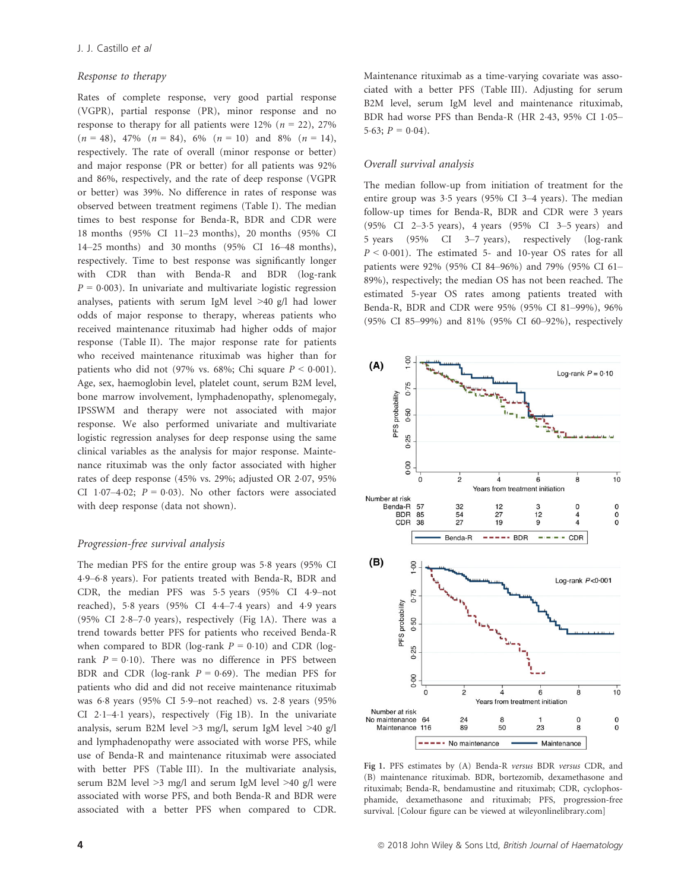### Response to therapy

Rates of complete response, very good partial response (VGPR), partial response (PR), minor response and no response to therapy for all patients were 12% ($n$ = 22), 27% ($n$ = 48), 47% ($n$ = 84), 6% ($n$ = 10) and 8% ($n$ = 14), respectively. The rate of overall (minor response or better) and major response (PR or better) for all patients was 92% and 86%, respectively, and the rate of deep response (VGPR or better) was 39%. No difference in rates of response was observed between treatment regimens (Table I). The median times to best response for Benda-R, BDR and CDR were 18 months (95% CI 11–23 months), 20 months (95% CI 14–25 months) and 30 months (95% CI 16–48 months), respectively. Time to best response was significantly longer with CDR than with Benda-R and BDR (log-rank $P = 0{\cdot}003$). In univariate and multivariate logistic regression analyses, patients with serum IgM level >40 g/l had lower odds of major response to therapy, whereas patients who received maintenance rituximab had higher odds of major response (Table II). The major response rate for patients who received maintenance rituximab was higher than for patients who did not (97% vs. 68%; Chi square $P < 0{\cdot}001$). Age, sex, haemoglobin level, platelet count, serum B2M level, bone marrow involvement, lymphadenopathy, splenomegaly, IPSSWM and therapy were not associated with major response. We also performed univariate and multivariate logistic regression analyses for deep response using the same clinical variables as the analysis for major response. Maintenance rituximab was the only factor associated with higher rates of deep response (45% vs. 29%; adjusted OR 2·07, 95% CI 1·07–4·02; $P = 0{\cdot}03$). No other factors were associated with deep response (data not shown).

### Progression-free survival analysis

The median PFS for the entire group was 5·8 years (95% CI 4·9–6·8 years). For patients treated with Benda-R, BDR and CDR, the median PFS was 5·5 years (95% CI 4·9–not reached), 5·8 years (95% CI 4·4–7·4 years) and 4·9 years (95% CI 2·8–7·0 years), respectively (Fig 1A). There was a trend towards better PFS for patients who received Benda-R when compared to BDR (log-rank $P = 0{\cdot}10$) and CDR (log-rank $P = 0{\cdot}10$). There was no difference in PFS between BDR and CDR (log-rank $P = 0{\cdot}69$). The median PFS for patients who did and did not receive maintenance rituximab was 6·8 years (95% CI 5·9–not reached) vs. 2·8 years (95% CI 2·1–4·1 years), respectively (Fig 1B). In the univariate analysis, serum B2M level >3 mg/l, serum IgM level >40 g/l and lymphadenopathy were associated with worse PFS, while use of Benda-R and maintenance rituximab were associated with better PFS (Table III). In the multivariate analysis, serum B2M level >3 mg/l and serum IgM level >40 g/l were associated with worse PFS, and both Benda-R and BDR were associated with a better PFS when compared to CDR. Maintenance rituximab as a time-varying covariate was associated with a better PFS (Table III). Adjusting for serum B2M level, serum IgM level and maintenance rituximab, BDR had worse PFS than Benda-R (HR 2·43, 95% CI 1·05–5·63; $P = 0{\cdot}04$).

### Overall survival analysis

The median follow-up from initiation of treatment for the entire group was 3·5 years (95% CI 3–4 years). The median follow-up times for Benda-R, BDR and CDR were 3 years (95% CI 2–3·5 years), 4 years (95% CI 3–5 years) and 5 years (95% CI 3–7 years), respectively (log-rank $P < 0{\cdot}001$). The estimated 5- and 10-year OS rates for all patients were 92% (95% CI 84–96%) and 79% (95% CI 61–89%), respectively; the median OS has not been reached. The estimated 5-year OS rates among patients treated with Benda-R, BDR and CDR were 95% (95% CI 81–99%), 96% (95% CI 85–99%) and 81% (95% CI 60–92%), respectively

Fig 1. PFS estimates by (A) Benda-R *versus* BDR *versus* CDR, and (B) maintenance rituximab. BDR, bortezomib, dexamethasone and rituximab; Benda-R, bendamustine and rituximab; CDR, cyclophosphamide, dexamethasone and rituximab; PFS, progression-free survival. [Colour figure can be viewed at wileyonlinelibrary.com]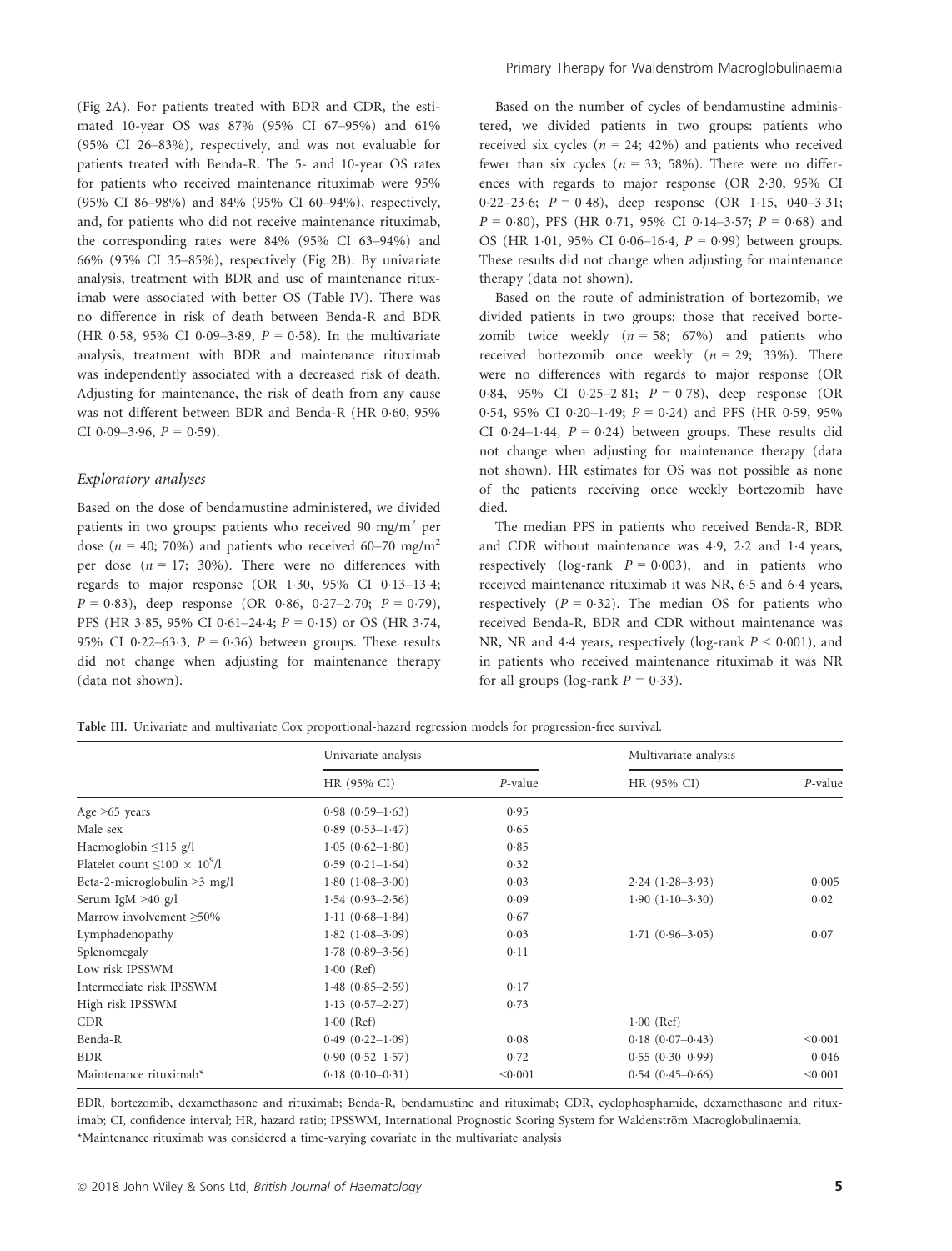(Fig 2A). For patients treated with BDR and CDR, the estimated 10-year OS was 87% (95% CI 67–95%) and 61% (95% CI 26–83%), respectively, and was not evaluable for patients treated with Benda-R. The 5- and 10-year OS rates for patients who received maintenance rituximab were 95% (95% CI 86–98%) and 84% (95% CI 60–94%), respectively, and, for patients who did not receive maintenance rituximab, the corresponding rates were 84% (95% CI 63–94%) and 66% (95% CI 35–85%), respectively (Fig 2B). By univariate analysis, treatment with BDR and use of maintenance rituximab were associated with better OS (Table IV). There was no difference in risk of death between Benda-R and BDR (HR 0·58, 95% CI 0·09–3·89, $P = 0·58$). In the multivariate analysis, treatment with BDR and maintenance rituximab was independently associated with a decreased risk of death. Adjusting for maintenance, the risk of death from any cause was not different between BDR and Benda-R (HR 0·60, 95% CI 0·09–3·96, $P = 0·59$).

### Exploratory analyses

Based on the dose of bendamustine administered, we divided patients in two groups: patients who received 90 mg/m$^2$ per dose ($n = 40$; 70%) and patients who received 60–70 mg/m$^2$ per dose ($n = 17$; 30%). There were no differences with regards to major response (OR 1·30, 95% CI 0·13–13·4; $P = 0·83$), deep response (OR 0·86, 0·27–2·70; $P = 0·79$), PFS (HR 3·85, 95% CI 0·61–24·4; $P = 0·15$) or OS (HR 3·74, 95% CI 0·22–63·3, $P = 0·36$) between groups. These results did not change when adjusting for maintenance therapy (data not shown).

Based on the number of cycles of bendamustine administered, we divided patients in two groups: patients who received six cycles ($n = 24$; 42%) and patients who received fewer than six cycles ($n = 33$; 58%). There were no differences with regards to major response (OR 2·30, 95% CI 0·22–23·6; $P = 0·48$), deep response (OR 1·15, 040–3·31; $P = 0·80$), PFS (HR 0·71, 95% CI 0·14–3·57; $P = 0·68$) and OS (HR 1·01, 95% CI 0·06–16·4, $P = 0·99$) between groups. These results did not change when adjusting for maintenance therapy (data not shown).

Based on the route of administration of bortezomib, we divided patients in two groups: those that received bortezomib twice weekly ($n = 58$; 67%) and patients who received bortezomib once weekly ($n = 29$; 33%). There were no differences with regards to major response (OR 0·84, 95% CI 0·25–2·81; $P = 0·78$), deep response (OR 0·54, 95% CI 0·20–1·49; $P = 0·24$) and PFS (HR 0·59, 95% CI 0·24–1·44, $P = 0·24$) between groups. These results did not change when adjusting for maintenance therapy (data not shown). HR estimates for OS was not possible as none of the patients receiving once weekly bortezomib have died.

The median PFS in patients who received Benda-R, BDR and CDR without maintenance was 4·9, 2·2 and 1·4 years, respectively (log-rank $P = 0·003$), and in patients who received maintenance rituximab it was NR, 6·5 and 6·4 years, respectively ($P = 0·32$). The median OS for patients who received Benda-R, BDR and CDR without maintenance was NR, NR and 4·4 years, respectively (log-rank $P < 0·001$), and in patients who received maintenance rituximab it was NR for all groups (log-rank $P = 0·33$).

**Table III.** Univariate and multivariate Cox proportional-hazard regression models for progression-free survival.

| | Univariate analysis | | Multivariate analysis | |
|---|---|---|---|---|
| | HR (95% CI) | *P*-value | HR (95% CI) | *P*-value |
| Age >65 years | 0·98 (0·59–1·63) | 0·95 | | |
| Male sex | 0·89 (0·53–1·47) | 0·65 | | |
| Haemoglobin ≤115 g/l | 1·05 (0·62–1·80) | 0·85 | | |
| Platelet count ≤100 × $10^9$/l | 0·59 (0·21–1·64) | 0·32 | | |
| Beta-2-microglobulin >3 mg/l | 1·80 (1·08–3·00) | 0·03 | 2·24 (1·28–3·93) | 0·005 |
| Serum IgM >40 g/l | 1·54 (0·93–2·56) | 0·09 | 1·90 (1·10–3·30) | 0·02 |
| Marrow involvement ≥50% | 1·11 (0·68–1·84) | 0·67 | | |
| Lymphadenopathy | 1·82 (1·08–3·09) | 0·03 | 1·71 (0·96–3·05) | 0·07 |
| Splenomegaly | 1·78 (0·89–3·56) | 0·11 | | |
| Low risk IPSSWM | 1·00 (Ref) | | | |
| Intermediate risk IPSSWM | 1·48 (0·85–2·59) | 0·17 | | |
| High risk IPSSWM | 1·13 (0·57–2·27) | 0·73 | | |
| CDR | 1·00 (Ref) | | 1·00 (Ref) | |
| Benda-R | 0·49 (0·22–1·09) | 0·08 | 0·18 (0·07–0·43) | <0·001 |
| BDR | 0·90 (0·52–1·57) | 0·72 | 0·55 (0·30–0·99) | 0·046 |
| Maintenance rituximab* | 0·18 (0·10–0·31) | <0·001 | 0·54 (0·45–0·66) | <0·001 |

BDR, bortezomib, dexamethasone and rituximab; Benda-R, bendamustine and rituximab; CDR, cyclophosphamide, dexamethasone and rituximab; CI, confidence interval; HR, hazard ratio; IPSSWM, International Prognostic Scoring System for Waldenström Macroglobulinaemia.

*Maintenance rituximab was considered a time-varying covariate in the multivariate analysis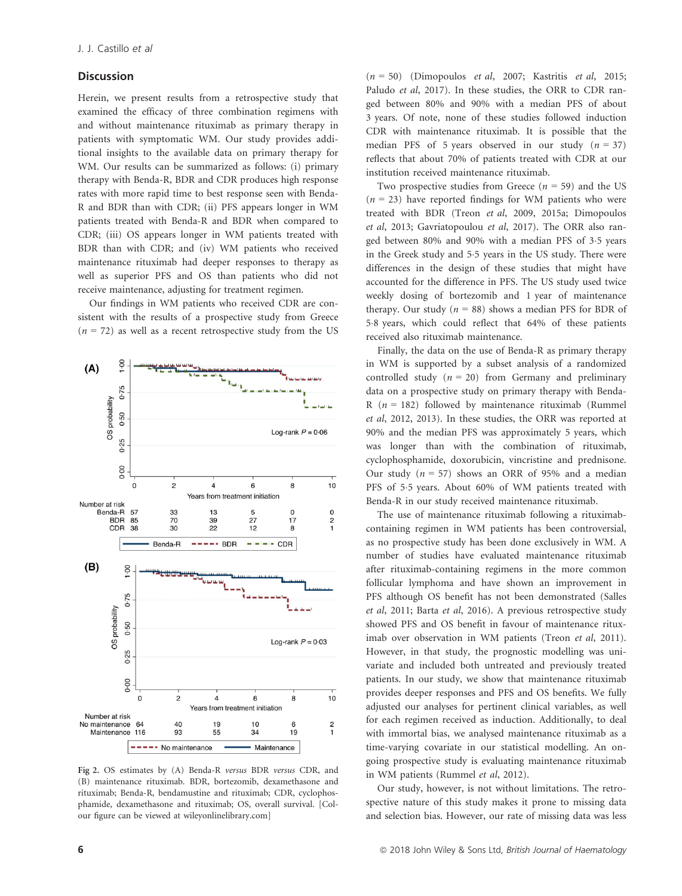## Discussion

Herein, we present results from a retrospective study that examined the efficacy of three combination regimens with and without maintenance rituximab as primary therapy in patients with symptomatic WM. Our study provides additional insights to the available data on primary therapy for WM. Our results can be summarized as follows: (i) primary therapy with Benda-R, BDR and CDR produces high response rates with more rapid time to best response seen with Benda-R and BDR than with CDR; (ii) PFS appears longer in WM patients treated with Benda-R and BDR when compared to CDR; (iii) OS appears longer in WM patients treated with BDR than with CDR; and (iv) WM patients who received maintenance rituximab had deeper responses to therapy as well as superior PFS and OS than patients who did not receive maintenance, adjusting for treatment regimen.

Our findings in WM patients who received CDR are consistent with the results of a prospective study from Greece ($n$ = 72) as well as a recent retrospective study from the US ($n$ = 50) (Dimopoulos *et al*, 2007; Kastritis *et al*, 2015; Paludo *et al*, 2017). In these studies, the ORR to CDR ranged between 80% and 90% with a median PFS of about 3 years. Of note, none of these studies followed induction CDR with maintenance rituximab. It is possible that the median PFS of 5 years observed in our study ($n$ = 37) reflects that about 70% of patients treated with CDR at our institution received maintenance rituximab.

Two prospective studies from Greece ($n$ = 59) and the US ($n$ = 23) have reported findings for WM patients who were treated with BDR (Treon *et al*, 2009, 2015a; Dimopoulos *et al*, 2013; Gavriatopoulou *et al*, 2017). The ORR also ranged between 80% and 90% with a median PFS of 3·5 years in the Greek study and 5·5 years in the US study. There were differences in the design of these studies that might have accounted for the difference in PFS. The US study used twice weekly dosing of bortezomib and 1 year of maintenance therapy. Our study ($n$ = 88) shows a median PFS for BDR of 5·8 years, which could reflect that 64% of these patients received also rituximab maintenance.

Finally, the data on the use of Benda-R as primary therapy in WM is supported by a subset analysis of a randomized controlled study ($n$ = 20) from Germany and preliminary data on a prospective study on primary therapy with Benda-R ($n$ = 182) followed by maintenance rituximab (Rummel *et al*, 2012, 2013). In these studies, the ORR was reported at 90% and the median PFS was approximately 5 years, which was longer than with the combination of rituximab, cyclophosphamide, doxorubicin, vincristine and prednisone. Our study ($n$ = 57) shows an ORR of 95% and a median PFS of 5·5 years. About 60% of WM patients treated with Benda-R in our study received maintenance rituximab.

The use of maintenance rituximab following a rituximab-containing regimen in WM patients has been controversial, as no prospective study has been done exclusively in WM. A number of studies have evaluated maintenance rituximab after rituximab-containing regimens in the more common follicular lymphoma and have shown an improvement in PFS although OS benefit has not been demonstrated (Salles *et al*, 2011; Barta *et al*, 2016). A previous retrospective study showed PFS and OS benefit in favour of maintenance rituximab over observation in WM patients (Treon *et al*, 2011). However, in that study, the prognostic modelling was univariate and included both untreated and previously treated patients. In our study, we show that maintenance rituximab provides deeper responses and PFS and OS benefits. We fully adjusted our analyses for pertinent clinical variables, as well for each regimen received as induction. Additionally, to deal with immortal bias, we analysed maintenance rituximab as a time-varying covariate in our statistical modelling. An ongoing prospective study is evaluating maintenance rituximab in WM patients (Rummel *et al*, 2012).

Our study, however, is not without limitations. The retrospective nature of this study makes it prone to missing data and selection bias. However, our rate of missing data was less

Fig 2. OS estimates by (A) Benda-R *versus* BDR *versus* CDR, and (B) maintenance rituximab. BDR, bortezomib, dexamethasone and rituximab; Benda-R, bendamustine and rituximab; CDR, cyclophosphamide, dexamethasone and rituximab; OS, overall survival. [Colour figure can be viewed at wileyonlinelibrary.com]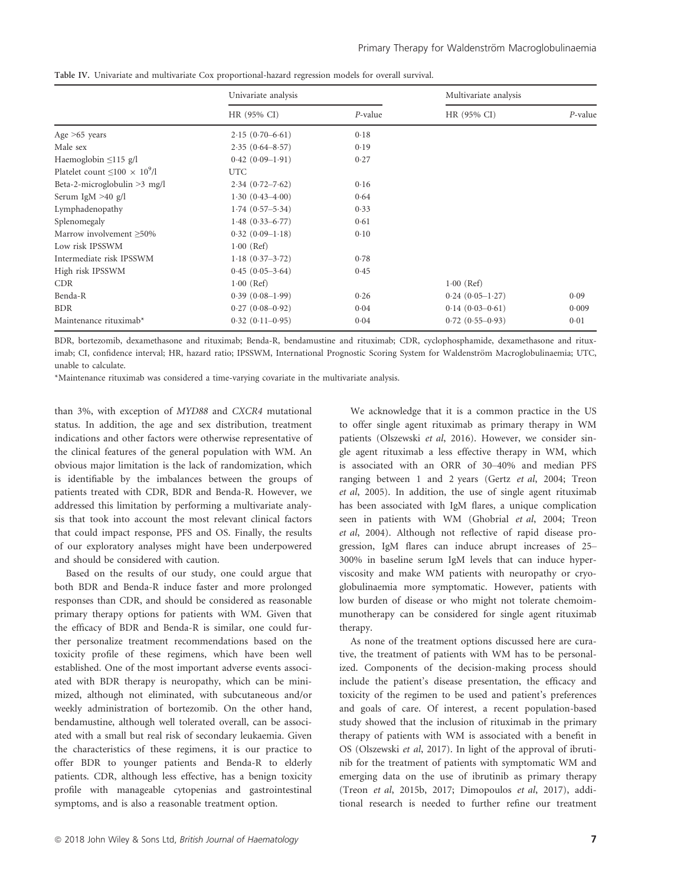Table IV. Univariate and multivariate Cox proportional-hazard regression models for overall survival.

| | Univariate analysis | | Multivariate analysis | |
|---|---|---|---|---|
| | HR (95% CI) | *P*-value | HR (95% CI) | *P*-value |
| Age >65 years | 2·15 (0·70–6·61) | 0·18 | | |
| Male sex | 2·35 (0·64–8·57) | 0·19 | | |
| Haemoglobin ≤115 g/l | 0·42 (0·09–1·91) | 0·27 | | |
| Platelet count ≤100 × $10^9$/l | UTC | | | |
| Beta-2-microglobulin >3 mg/l | 2·34 (0·72–7·62) | 0·16 | | |
| Serum IgM >40 g/l | 1·30 (0·43–4·00) | 0·64 | | |
| Lymphadenopathy | 1·74 (0·57–5·34) | 0·33 | | |
| Splenomegaly | 1·48 (0·33–6·77) | 0·61 | | |
| Marrow involvement ≥50% | 0·32 (0·09–1·18) | 0·10 | | |
| Low risk IPSSWM | 1·00 (Ref) | | | |
| Intermediate risk IPSSWM | 1·18 (0·37–3·72) | 0·78 | | |
| High risk IPSSWM | 0·45 (0·05–3·64) | 0·45 | | |
| CDR | 1·00 (Ref) | | 1·00 (Ref) | |
| Benda-R | 0·39 (0·08–1·99) | 0·26 | 0·24 (0·05–1·27) | 0·09 |
| BDR | 0·27 (0·08–0·92) | 0·04 | 0·14 (0·03–0·61) | 0·009 |
| Maintenance rituximab* | 0·32 (0·11–0·95) | 0·04 | 0·72 (0·55–0·93) | 0·01 |

BDR, bortezomib, dexamethasone and rituximab; Benda-R, bendamustine and rituximab; CDR, cyclophosphamide, dexamethasone and rituximab; CI, confidence interval; HR, hazard ratio; IPSSWM, International Prognostic Scoring System for Waldenström Macroglobulinaemia; UTC, unable to calculate.

*Maintenance rituximab was considered a time-varying covariate in the multivariate analysis.

than 3%, with exception of *MYD88* and *CXCR4* mutational status. In addition, the age and sex distribution, treatment indications and other factors were otherwise representative of the clinical features of the general population with WM. An obvious major limitation is the lack of randomization, which is identifiable by the imbalances between the groups of patients treated with CDR, BDR and Benda-R. However, we addressed this limitation by performing a multivariate analysis that took into account the most relevant clinical factors that could impact response, PFS and OS. Finally, the results of our exploratory analyses might have been underpowered and should be considered with caution.

Based on the results of our study, one could argue that both BDR and Benda-R induce faster and more prolonged responses than CDR, and should be considered as reasonable primary therapy options for patients with WM. Given that the efficacy of BDR and Benda-R is similar, one could further personalize treatment recommendations based on the toxicity profile of these regimens, which have been well established. One of the most important adverse events associated with BDR therapy is neuropathy, which can be minimized, although not eliminated, with subcutaneous and/or weekly administration of bortezomib. On the other hand, bendamustine, although well tolerated overall, can be associated with a small but real risk of secondary leukaemia. Given the characteristics of these regimens, it is our practice to offer BDR to younger patients and Benda-R to elderly patients. CDR, although less effective, has a benign toxicity profile with manageable cytopenias and gastrointestinal symptoms, and is also a reasonable treatment option.

We acknowledge that it is a common practice in the US to offer single agent rituximab as primary therapy in WM patients (Olszewski *et al*, 2016). However, we consider single agent rituximab a less effective therapy in WM, which is associated with an ORR of 30–40% and median PFS ranging between 1 and 2 years (Gertz *et al*, 2004; Treon *et al*, 2005). In addition, the use of single agent rituximab has been associated with IgM flares, a unique complication seen in patients with WM (Ghobrial *et al*, 2004; Treon *et al*, 2004). Although not reflective of rapid disease progression, IgM flares can induce abrupt increases of 25–300% in baseline serum IgM levels that can induce hyperviscosity and make WM patients with neuropathy or cryoglobulinaemia more symptomatic. However, patients with low burden of disease or who might not tolerate chemoimmunotherapy can be considered for single agent rituximab therapy.

As none of the treatment options discussed here are curative, the treatment of patients with WM has to be personalized. Components of the decision-making process should include the patient's disease presentation, the efficacy and toxicity of the regimen to be used and patient's preferences and goals of care. Of interest, a recent population-based study showed that the inclusion of rituximab in the primary therapy of patients with WM is associated with a benefit in OS (Olszewski *et al*, 2017). In light of the approval of ibrutinib for the treatment of patients with symptomatic WM and emerging data on the use of ibrutinib as primary therapy (Treon *et al*, 2015b, 2017; Dimopoulos *et al*, 2017), additional research is needed to further refine our treatment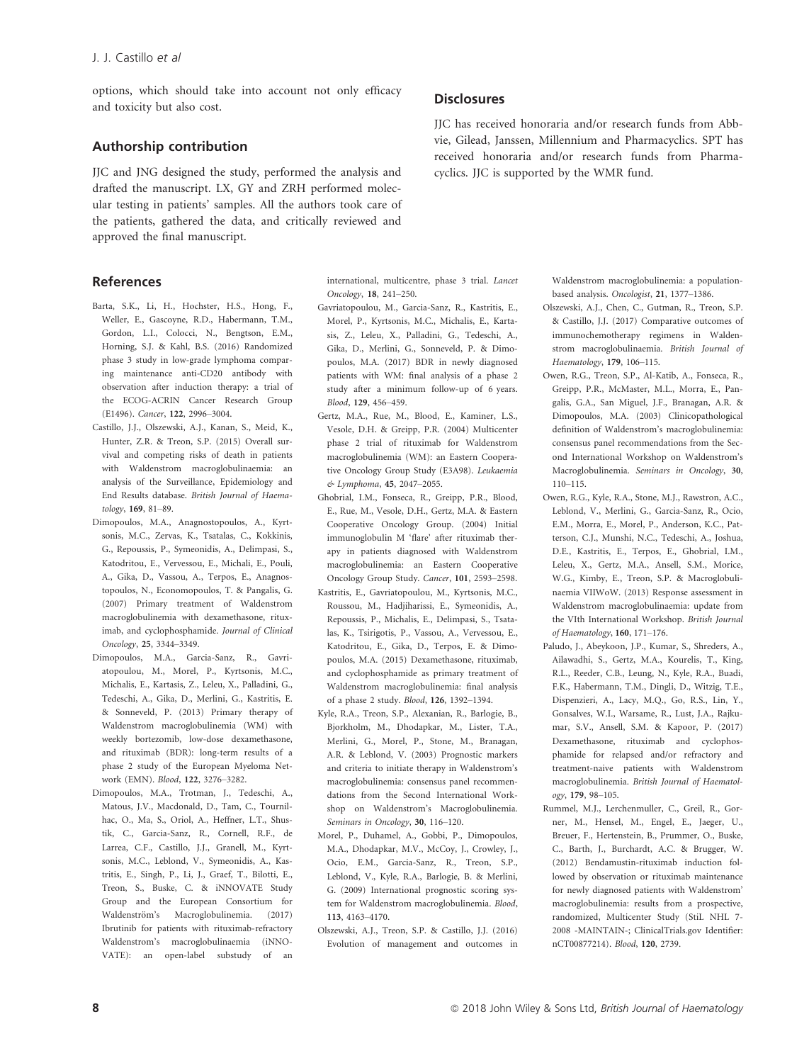options, which should take into account not only efficacy and toxicity but also cost.

## Authorship contribution

JJC and JNG designed the study, performed the analysis and drafted the manuscript. LX, GY and ZRH performed molecular testing in patients' samples. All the authors took care of the patients, gathered the data, and critically reviewed and approved the final manuscript.

## Disclosures

JJC has received honoraria and/or research funds from Abbvie, Gilead, Janssen, Millennium and Pharmacyclics. SPT has received honoraria and/or research funds from Pharmacyclics. JJC is supported by the WMR fund.

## References

Barta, S.K., Li, H., Hochster, H.S., Hong, F., Weller, E., Gascoyne, R.D., Habermann, T.M., Gordon, L.I., Colocci, N., Bengtson, E.M., Horning, S.J. & Kahl, B.S. (2016) Randomized phase 3 study in low-grade lymphoma comparing maintenance anti-CD20 antibody with observation after induction therapy: a trial of the ECOG-ACRIN Cancer Research Group (E1496). *Cancer*, **122**, 2996–3004.

Castillo, J.J., Olszewski, A.J., Kanan, S., Meid, K., Hunter, Z.R. & Treon, S.P. (2015) Overall survival and competing risks of death in patients with Waldenstrom macroglobulinaemia: an analysis of the Surveillance, Epidemiology and End Results database. *British Journal of Haematology*, **169**, 81–89.

Dimopoulos, M.A., Anagnostopoulos, A., Kyrtsonis, M.C., Zervas, K., Tsatalas, C., Kokkinis, G., Repoussis, P., Symeonidis, A., Delimpasi, S., Katodritou, E., Vervessou, E., Michali, E., Pouli, A., Gika, D., Vassou, A., Terpos, E., Anagnostopoulos, N., Economopoulos, T. & Pangalis, G. (2007) Primary treatment of Waldenstrom macroglobulinemia with dexamethasone, rituximab, and cyclophosphamide. *Journal of Clinical Oncology*, **25**, 3344–3349.

Dimopoulos, M.A., Garcia-Sanz, R., Gavriatopoulou, M., Morel, P., Kyrtsonis, M.C., Michalis, E., Kartasis, Z., Leleu, X., Palladini, G., Tedeschi, A., Gika, D., Merlini, G., Kastritis, E. & Sonneveld, P. (2013) Primary therapy of Waldenstrom macroglobulinemia (WM) with weekly bortezomib, low-dose dexamethasone, and rituximab (BDR): long-term results of a phase 2 study of the European Myeloma Network (EMN). *Blood*, **122**, 3276–3282.

Dimopoulos, M.A., Trotman, J., Tedeschi, A., Matous, J.V., Macdonald, D., Tam, C., Tournilhac, O., Ma, S., Oriol, A., Heffner, L.T., Shustik, C., Garcia-Sanz, R., Cornell, R.F., de Larrea, C.F., Castillo, J.J., Granell, M., Kyrtsonis, M.C., Leblond, V., Symeonidis, A., Kastritis, E., Singh, P., Li, J., Graef, T., Bilotti, E., Treon, S., Buske, C. & iNNOVATE Study Group and the European Consortium for Waldenström's Macroglobulinemia. (2017) Ibrutinib for patients with rituximab-refractory Waldenstrom's macroglobulinaemia (iNNOVATE): an open-label substudy of an international, multicentre, phase 3 trial. *Lancet Oncology*, **18**, 241–250.

Gavriatopoulou, M., Garcia-Sanz, R., Kastritis, E., Morel, P., Kyrtsonis, M.C., Michalis, E., Kartasis, Z., Leleu, X., Palladini, G., Tedeschi, A., Gika, D., Merlini, G., Sonneveld, P. & Dimopoulos, M.A. (2017) BDR in newly diagnosed patients with WM: final analysis of a phase 2 study after a minimum follow-up of 6 years. *Blood*, **129**, 456–459.

Gertz, M.A., Rue, M., Blood, E., Kaminer, L.S., Vesole, D.H. & Greipp, P.R. (2004) Multicenter phase 2 trial of rituximab for Waldenstrom macroglobulinemia (WM): an Eastern Cooperative Oncology Group Study (E3A98). *Leukaemia & Lymphoma*, **45**, 2047–2055.

Ghobrial, I.M., Fonseca, R., Greipp, P.R., Blood, E., Rue, M., Vesole, D.H., Gertz, M.A. & Eastern Cooperative Oncology Group. (2004) Initial immunoglobulin M 'flare' after rituximab therapy in patients diagnosed with Waldenstrom macroglobulinemia: an Eastern Cooperative Oncology Group Study. *Cancer*, **101**, 2593–2598.

Kastritis, E., Gavriatopoulou, M., Kyrtsonis, M.C., Roussou, M., Hadjiharissi, E., Symeonidis, A., Repoussis, P., Michalis, E., Delimpasi, S., Tsatalas, K., Tsirigotis, P., Vassou, A., Vervessou, E., Katodritou, E., Gika, D., Terpos, E. & Dimopoulos, M.A. (2015) Dexamethasone, rituximab, and cyclophosphamide as primary treatment of Waldenstrom macroglobulinemia: final analysis of a phase 2 study. *Blood*, **126**, 1392–1394.

Kyle, R.A., Treon, S.P., Alexanian, R., Barlogie, B., Bjorkholm, M., Dhodapkar, M., Lister, T.A., Merlini, G., Morel, P., Stone, M., Branagan, A.R. & Leblond, V. (2003) Prognostic markers and criteria to initiate therapy in Waldenstrom's macroglobulinemia: consensus panel recommendations from the Second International Workshop on Waldenstrom's Macroglobulinemia. *Seminars in Oncology*, **30**, 116–120.

Morel, P., Duhamel, A., Gobbi, P., Dimopoulos, M.A., Dhodapkar, M.V., McCoy, J., Crowley, J., Ocio, E.M., Garcia-Sanz, R., Treon, S.P., Leblond, V., Kyle, R.A., Barlogie, B. & Merlini, G. (2009) International prognostic scoring system for Waldenstrom macroglobulinemia. *Blood*, **113**, 4163–4170.

Olszewski, A.J., Treon, S.P. & Castillo, J.J. (2016) Evolution of management and outcomes in Waldenstrom macroglobulinemia: a population-based analysis. *Oncologist*, **21**, 1377–1386.

Olszewski, A.J., Chen, C., Gutman, R., Treon, S.P. & Castillo, J.J. (2017) Comparative outcomes of immunochemotherapy regimens in Waldenstrom macroglobulinaemia. *British Journal of Haematology*, **179**, 106–115.

Owen, R.G., Treon, S.P., Al-Katib, A., Fonseca, R., Greipp, P.R., McMaster, M.L., Morra, E., Pangalis, G.A., San Miguel, J.F., Branagan, A.R. & Dimopoulos, M.A. (2003) Clinicopathological definition of Waldenstrom's macroglobulinemia: consensus panel recommendations from the Second International Workshop on Waldenstrom's Macroglobulinemia. *Seminars in Oncology*, **30**, 110–115.

Owen, R.G., Kyle, R.A., Stone, M.J., Rawstron, A.C., Leblond, V., Merlini, G., Garcia-Sanz, R., Ocio, E.M., Morra, E., Morel, P., Anderson, K.C., Patterson, C.J., Munshi, N.C., Tedeschi, A., Joshua, D.E., Kastritis, E., Terpos, E., Ghobrial, I.M., Leleu, X., Gertz, M.A., Ansell, S.M., Morice, W.G., Kimby, E., Treon, S.P. & Macroglobulinaemia VIIWoW. (2013) Response assessment in Waldenstrom macroglobulinaemia: update from the VIth International Workshop. *British Journal of Haematology*, **160**, 171–176.

Paludo, J., Abeykoon, J.P., Kumar, S., Shreders, A., Ailawadhi, S., Gertz, M.A., Kourelis, T., King, R.L., Reeder, C.B., Leung, N., Kyle, R.A., Buadi, F.K., Habermann, T.M., Dingli, D., Witzig, T.E., Dispenzieri, A., Lacy, M.Q., Go, R.S., Lin, Y., Gonsalves, W.I., Warsame, R., Lust, J.A., Rajkumar, S.V., Ansell, S.M. & Kapoor, P. (2017) Dexamethasone, rituximab and cyclophosphamide for relapsed and/or refractory and treatment-naive patients with Waldenstrom macroglobulinemia. *British Journal of Haematology*, **179**, 98–105.

Rummel, M.J., Lerchenmuller, C., Greil, R., Gorner, M., Hensel, M., Engel, E., Jaeger, U., Breuer, F., Hertenstein, B., Prummer, O., Buske, C., Barth, J., Burchardt, A.C. & Brugger, W. (2012) Bendamustin-rituximab induction followed by observation or rituximab maintenance for newly diagnosed patients with Waldenstrom' macroglobulinemia: results from a prospective, randomized, Multicenter Study (StiL NHL 7-2008 -MAINTAIN-; ClinicalTrials.gov Identifier: nCT00877214). *Blood*, **120**, 2739.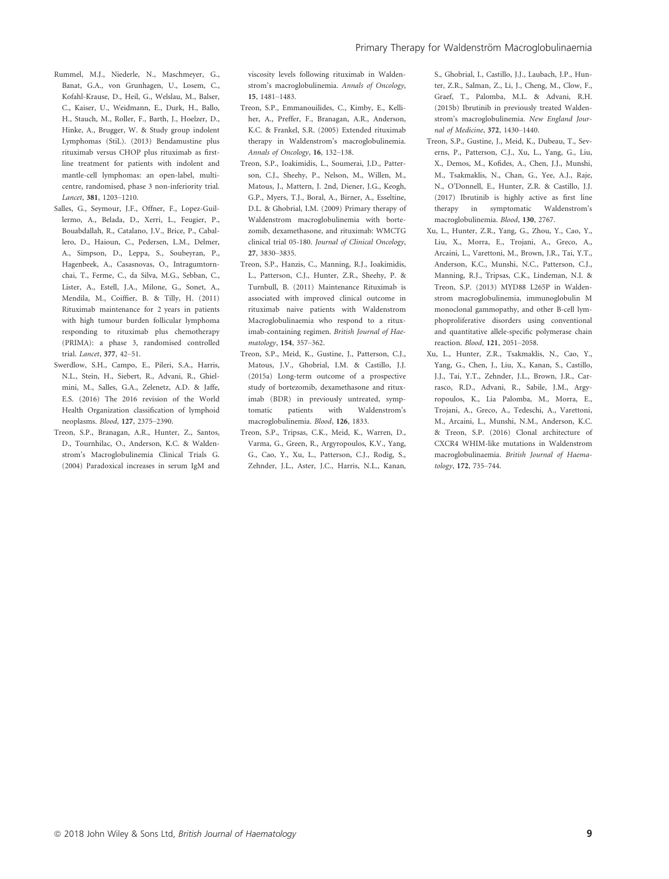Rummel, M.J., Niederle, N., Maschmeyer, G., Banat, G.A., von Grunhagen, U., Losem, C., Kofahl-Krause, D., Heil, G., Welslau, M., Balser, C., Kaiser, U., Weidmann, E., Durk, H., Ballo, H., Stauch, M., Roller, F., Barth, J., Hoelzer, D., Hinke, A., Brugger, W. & Study group indolent Lymphomas (StiL). (2013) Bendamustine plus rituximab versus CHOP plus rituximab as first-line treatment for patients with indolent and mantle-cell lymphomas: an open-label, multicentre, randomised, phase 3 non-inferiority trial. *Lancet*, **381**, 1203–1210.

Salles, G., Seymour, J.F., Offner, F., Lopez-Guillermo, A., Belada, D., Xerri, L., Feugier, P., Bouabdallah, R., Catalano, J.V., Brice, P., Caballero, D., Haioun, C., Pedersen, L.M., Delmer, A., Simpson, D., Leppa, S., Soubeyran, P., Hagenbeek, A., Casasnovas, O., Intragumtornchai, T., Ferme, C., da Silva, M.G., Sebban, C., Lister, A., Estell, J.A., Milone, G., Sonet, A., Mendila, M., Coiffier, B. & Tilly, H. (2011) Rituximab maintenance for 2 years in patients with high tumour burden follicular lymphoma responding to rituximab plus chemotherapy (PRIMA): a phase 3, randomised controlled trial. *Lancet*, **377**, 42–51.

Swerdlow, S.H., Campo, E., Pileri, S.A., Harris, N.L., Stein, H., Siebert, R., Advani, R., Ghielmini, M., Salles, G.A., Zelenetz, A.D. & Jaffe, E.S. (2016) The 2016 revision of the World Health Organization classification of lymphoid neoplasms. *Blood*, **127**, 2375–2390.

Treon, S.P., Branagan, A.R., Hunter, Z., Santos, D., Tournhilac, O., Anderson, K.C. & Waldenstrom's Macroglobulinemia Clinical Trials G. (2004) Paradoxical increases in serum IgM and viscosity levels following rituximab in Waldenstrom's macroglobulinemia. *Annals of Oncology*, **15**, 1481–1483.

Treon, S.P., Emmanouilides, C., Kimby, E., Kelliher, A., Preffer, F., Branagan, A.R., Anderson, K.C. & Frankel, S.R. (2005) Extended rituximab therapy in Waldenstrom's macroglobulinemia. *Annals of Oncology*, **16**, 132–138.

Treon, S.P., Ioakimidis, L., Soumerai, J.D., Patterson, C.J., Sheehy, P., Nelson, M., Willen, M., Matous, J., Mattern, J. 2nd, Diener, J.G., Keogh, G.P., Myers, T.J., Boral, A., Birner, A., Esseltine, D.L. & Ghobrial, I.M. (2009) Primary therapy of Waldenstrom macroglobulinemia with bortezomib, dexamethasone, and rituximab: WMCTG clinical trial 05-180. *Journal of Clinical Oncology*, **27**, 3830–3835.

Treon, S.P., Hanzis, C., Manning, R.J., Ioakimidis, L., Patterson, C.J., Hunter, Z.R., Sheehy, P. & Turnbull, B. (2011) Maintenance Rituximab is associated with improved clinical outcome in rituximab naive patients with Waldenstrom Macroglobulinaemia who respond to a rituximab-containing regimen. *British Journal of Haematology*, **154**, 357–362.

Treon, S.P., Meid, K., Gustine, J., Patterson, C.J., Matous, J.V., Ghobrial, I.M. & Castillo, J.J. (2015a) Long-term outcome of a prospective study of bortezomib, dexamethasone and rituximab (BDR) in previously untreated, symptomatic patients with Waldenstrom's macroglobulinemia. *Blood*, **126**, 1833.

Treon, S.P., Tripsas, C.K., Meid, K., Warren, D., Varma, G., Green, R., Argyropoulos, K.V., Yang, G., Cao, Y., Xu, L., Patterson, C.J., Rodig, S., Zehnder, J.L., Aster, J.C., Harris, N.L., Kanan, S., Ghobrial, I., Castillo, J.J., Laubach, J.P., Hunter, Z.R., Salman, Z., Li, J., Cheng, M., Clow, F., Graef, T., Palomba, M.L. & Advani, R.H. (2015b) Ibrutinib in previously treated Waldenstrom's macroglobulinemia. *New England Journal of Medicine*, **372**, 1430–1440.

Treon, S.P., Gustine, J., Meid, K., Dubeau, T., Severns, P., Patterson, C.J., Xu, L., Yang, G., Liu, X., Demos, M., Kofides, A., Chen, J.J., Munshi, M., Tsakmaklis, N., Chan, G., Yee, A.J., Raje, N., O'Donnell, E., Hunter, Z.R. & Castillo, J.J. (2017) Ibrutinib is highly active as first line therapy in symptomatic Waldenstrom's macroglobulinemia. *Blood*, **130**, 2767.

Xu, L., Hunter, Z.R., Yang, G., Zhou, Y., Cao, Y., Liu, X., Morra, E., Trojani, A., Greco, A., Arcaini, L., Varettoni, M., Brown, J.R., Tai, Y.T., Anderson, K.C., Munshi, N.C., Patterson, C.J., Manning, R.J., Tripsas, C.K., Lindeman, N.I. & Treon, S.P. (2013) MYD88 L265P in Waldenstrom macroglobulinemia, immunoglobulin M monoclonal gammopathy, and other B-cell lymphoproliferative disorders using conventional and quantitative allele-specific polymerase chain reaction. *Blood*, **121**, 2051–2058.

Xu, L., Hunter, Z.R., Tsakmaklis, N., Cao, Y., Yang, G., Chen, J., Liu, X., Kanan, S., Castillo, J.J., Tai, Y.T., Zehnder, J.L., Brown, J.R., Carrasco, R.D., Advani, R., Sabile, J.M., Argyropoulos, K., Lia Palomba, M., Morra, E., Trojani, A., Greco, A., Tedeschi, A., Varettoni, M., Arcaini, L., Munshi, N.M., Anderson, K.C. & Treon, S.P. (2016) Clonal architecture of CXCR4 WHIM-like mutations in Waldenstrom macroglobulinaemia. *British Journal of Haematology*, **172**, 735–744.